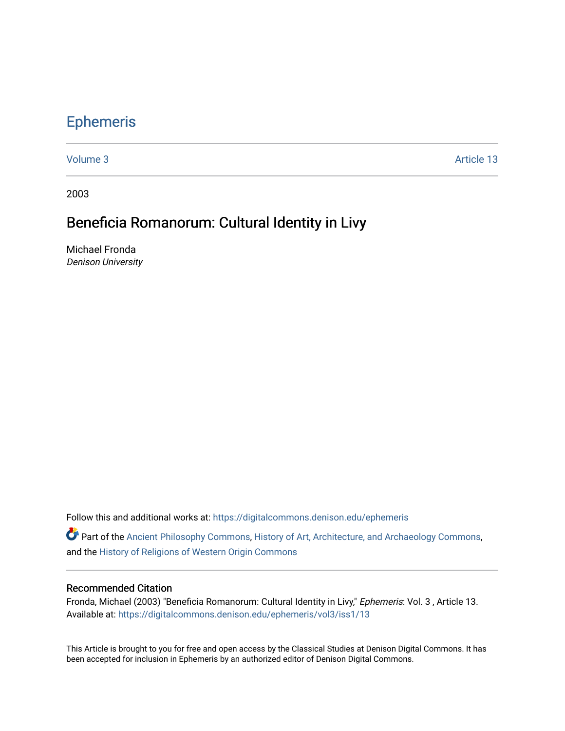# Ephemeris

Volume 3 Article 13

2003

## Beneficia Romanorum: Cultural Identity in Livy

Michael Fronda
*Denison University*

Follow this and additional works at: https://digitalcommons.denison.edu/ephemeris

Part of the Ancient Philosophy Commons, History of Art, Architecture, and Archaeology Commons, and the History of Religions of Western Origin Commons

### Recommended Citation

Fronda, Michael (2003) "Beneficia Romanorum: Cultural Identity in Livy," *Ephemeris*: Vol. 3 , Article 13.
Available at: https://digitalcommons.denison.edu/ephemeris/vol3/iss1/13

This Article is brought to you for free and open access by the Classical Studies at Denison Digital Commons. It has been accepted for inclusion in Ephemeris by an authorized editor of Denison Digital Commons.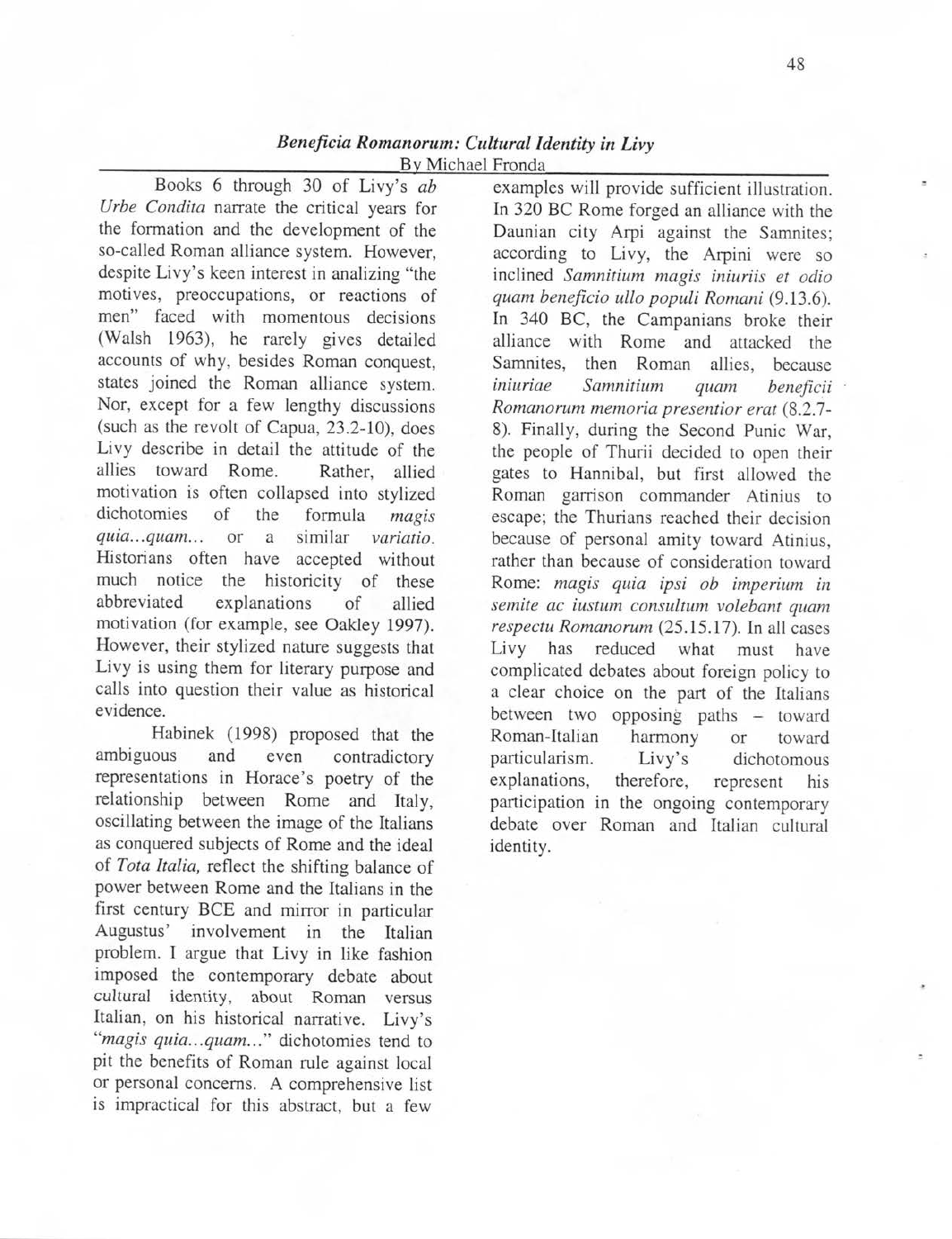### *Beneficia Romanorum: Cultural Identity in Livy*

By Michael Fronda

Books 6 through 30 of Livy's *ab Urbe Condita* narrate the critical years for the formation and the development of the so-called Roman alliance system. However, despite Livy's keen interest in analizing "the motives, preoccupations, or reactions of men" faced with momentous decisions (Walsh 1963), he rarely gives detailed accounts of why, besides Roman conquest, states joined the Roman alliance system. Nor, except for a few lengthy discussions (such as the revolt of Capua, 23.2-10), does Livy describe in detail the attitude of the allies toward Rome. Rather, allied motivation is often collapsed into stylized dichotomies of the formula *magis quia...quam...* or a similar *variatio*. Historians often have accepted without much notice the historicity of these abbreviated explanations of allied motivation (for example, see Oakley 1997). However, their stylized nature suggests that Livy is using them for literary purpose and calls into question their value as historical evidence.

Habinek (1998) proposed that the ambiguous and even contradictory representations in Horace's poetry of the relationship between Rome and Italy, oscillating between the image of the Italians as conquered subjects of Rome and the ideal of *Tota Italia,* reflect the shifting balance of power between Rome and the Italians in the first century BCE and mirror in particular Augustus' involvement in the Italian problem. I argue that Livy in like fashion imposed the contemporary debate about cultural identity, about Roman versus Italian, on his historical narrative. Livy's "*magis quia...quam...*" dichotomies tend to pit the benefits of Roman rule against local or personal concerns. A comprehensive list is impractical for this abstract, but a few examples will provide sufficient illustration. In 320 BC Rome forged an alliance with the Daunian city Arpi against the Samnites; according to Livy, the Arpini were so inclined *Samnitium magis iniuriis et odio quam beneficio ullo populi Romani* (9.13.6). In 340 BC, the Campanians broke their alliance with Rome and attacked the Samnites, then Roman allies, because *iniuriae Samnitium quam beneficii Romanorum memoria presentior erat* (8.2.7-8). Finally, during the Second Punic War, the people of Thurii decided to open their gates to Hannibal, but first allowed the Roman garrison commander Atinius to escape; the Thurians reached their decision because of personal amity toward Atinius, rather than because of consideration toward Rome: *magis quia ipsi ob imperium in semite ac iustum consultum volebant quam respectu Romanorum* (25.15.17). In all cases Livy has reduced what must have complicated debates about foreign policy to a clear choice on the part of the Italians between two opposing paths – toward Roman-Italian harmony or toward particularism. Livy's dichotomous explanations, therefore, represent his participation in the ongoing contemporary debate over Roman and Italian cultural identity.